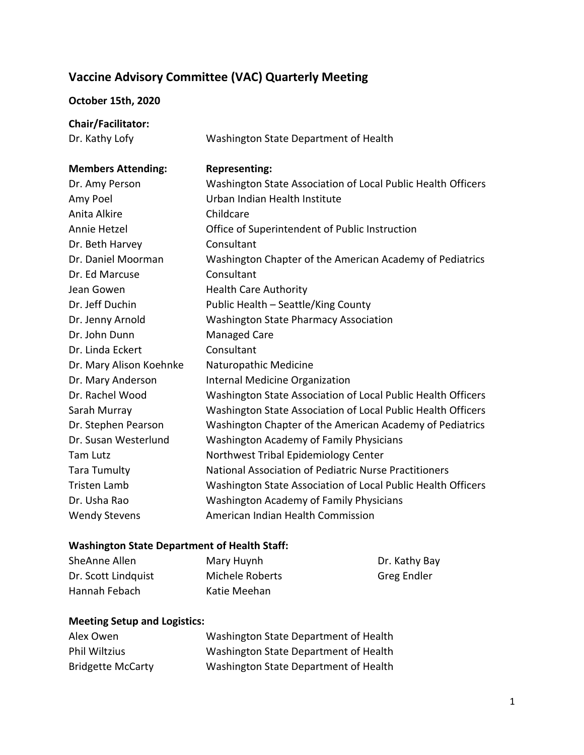# Vaccine Advisory Committee (VAC) Quarterly Meeting

**October 15th, 2020**

**Chair/Facilitator:**

| | |
|---|---|
| Dr. Kathy Lofy | Washington State Department of Health |

| **Members Attending:** | **Representing:** |
|---|---|
| Dr. Amy Person | Washington State Association of Local Public Health Officers |
| Amy Poel | Urban Indian Health Institute |
| Anita Alkire | Childcare |
| Annie Hetzel | Office of Superintendent of Public Instruction |
| Dr. Beth Harvey | Consultant |
| Dr. Daniel Moorman | Washington Chapter of the American Academy of Pediatrics |
| Dr. Ed Marcuse | Consultant |
| Jean Gowen | Health Care Authority |
| Dr. Jeff Duchin | Public Health – Seattle/King County |
| Dr. Jenny Arnold | Washington State Pharmacy Association |
| Dr. John Dunn | Managed Care |
| Dr. Linda Eckert | Consultant |
| Dr. Mary Alison Koehnke | Naturopathic Medicine |
| Dr. Mary Anderson | Internal Medicine Organization |
| Dr. Rachel Wood | Washington State Association of Local Public Health Officers |
| Sarah Murray | Washington State Association of Local Public Health Officers |
| Dr. Stephen Pearson | Washington Chapter of the American Academy of Pediatrics |
| Dr. Susan Westerlund | Washington Academy of Family Physicians |
| Tam Lutz | Northwest Tribal Epidemiology Center |
| Tara Tumulty | National Association of Pediatric Nurse Practitioners |
| Tristen Lamb | Washington State Association of Local Public Health Officers |
| Dr. Usha Rao | Washington Academy of Family Physicians |
| Wendy Stevens | American Indian Health Commission |

**Washington State Department of Health Staff:**

| | | |
|---|---|---|
| SheAnne Allen | Mary Huynh | Dr. Kathy Bay |
| Dr. Scott Lindquist | Michele Roberts | Greg Endler |
| Hannah Febach | Katie Meehan | |

**Meeting Setup and Logistics:**

| | |
|---|---|
| Alex Owen | Washington State Department of Health |
| Phil Wiltzius | Washington State Department of Health |
| Bridgette McCarty | Washington State Department of Health |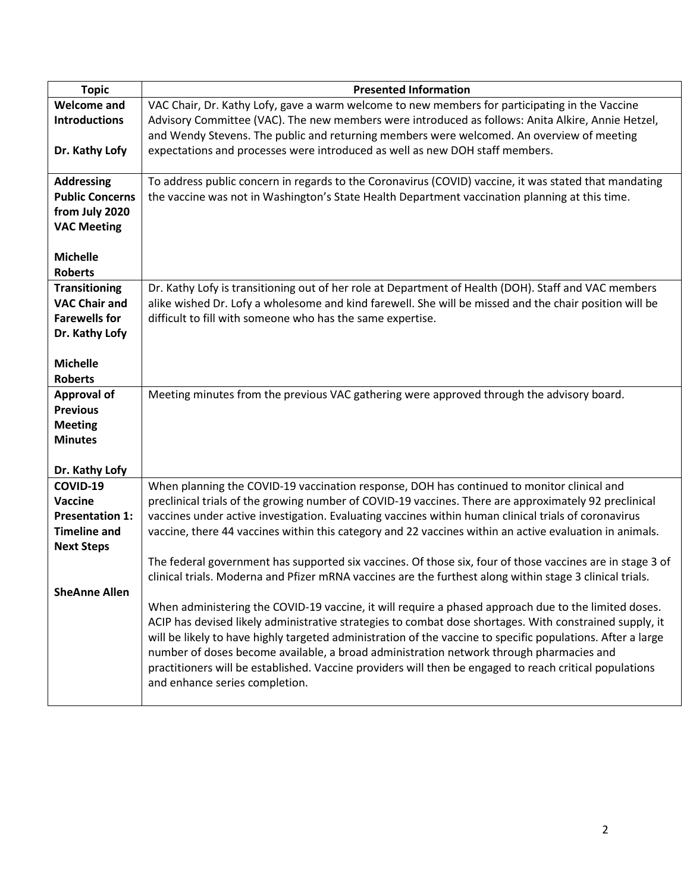| Topic | Presented Information |
|---|---|
| **Welcome and Introductions**<br><br>**Dr. Kathy Lofy** | VAC Chair, Dr. Kathy Lofy, gave a warm welcome to new members for participating in the Vaccine Advisory Committee (VAC). The new members were introduced as follows: Anita Alkire, Annie Hetzel, and Wendy Stevens. The public and returning members were welcomed. An overview of meeting expectations and processes were introduced as well as new DOH staff members. |
| **Addressing Public Concerns from July 2020 VAC Meeting**<br><br>**Michelle Roberts** | To address public concern in regards to the Coronavirus (COVID) vaccine, it was stated that mandating the vaccine was not in Washington's State Health Department vaccination planning at this time. |
| **Transitioning VAC Chair and Farewells for Dr. Kathy Lofy**<br><br>**Michelle Roberts** | Dr. Kathy Lofy is transitioning out of her role at Department of Health (DOH). Staff and VAC members alike wished Dr. Lofy a wholesome and kind farewell. She will be missed and the chair position will be difficult to fill with someone who has the same expertise. |
| **Approval of Previous Meeting Minutes**<br><br>**Dr. Kathy Lofy** | Meeting minutes from the previous VAC gathering were approved through the advisory board. |
| **COVID-19 Vaccine Presentation 1: Timeline and Next Steps**<br><br>**SheAnne Allen** | When planning the COVID-19 vaccination response, DOH has continued to monitor clinical and preclinical trials of the growing number of COVID-19 vaccines. There are approximately 92 preclinical vaccines under active investigation. Evaluating vaccines within human clinical trials of coronavirus vaccine, there 44 vaccines within this category and 22 vaccines within an active evaluation in animals.<br><br>The federal government has supported six vaccines. Of those six, four of those vaccines are in stage 3 of clinical trials. Moderna and Pfizer mRNA vaccines are the furthest along within stage 3 clinical trials.<br><br>When administering the COVID-19 vaccine, it will require a phased approach due to the limited doses. ACIP has devised likely administrative strategies to combat dose shortages. With constrained supply, it will be likely to have highly targeted administration of the vaccine to specific populations. After a large number of doses become available, a broad administration network through pharmacies and practitioners will be established. Vaccine providers will then be engaged to reach critical populations and enhance series completion. |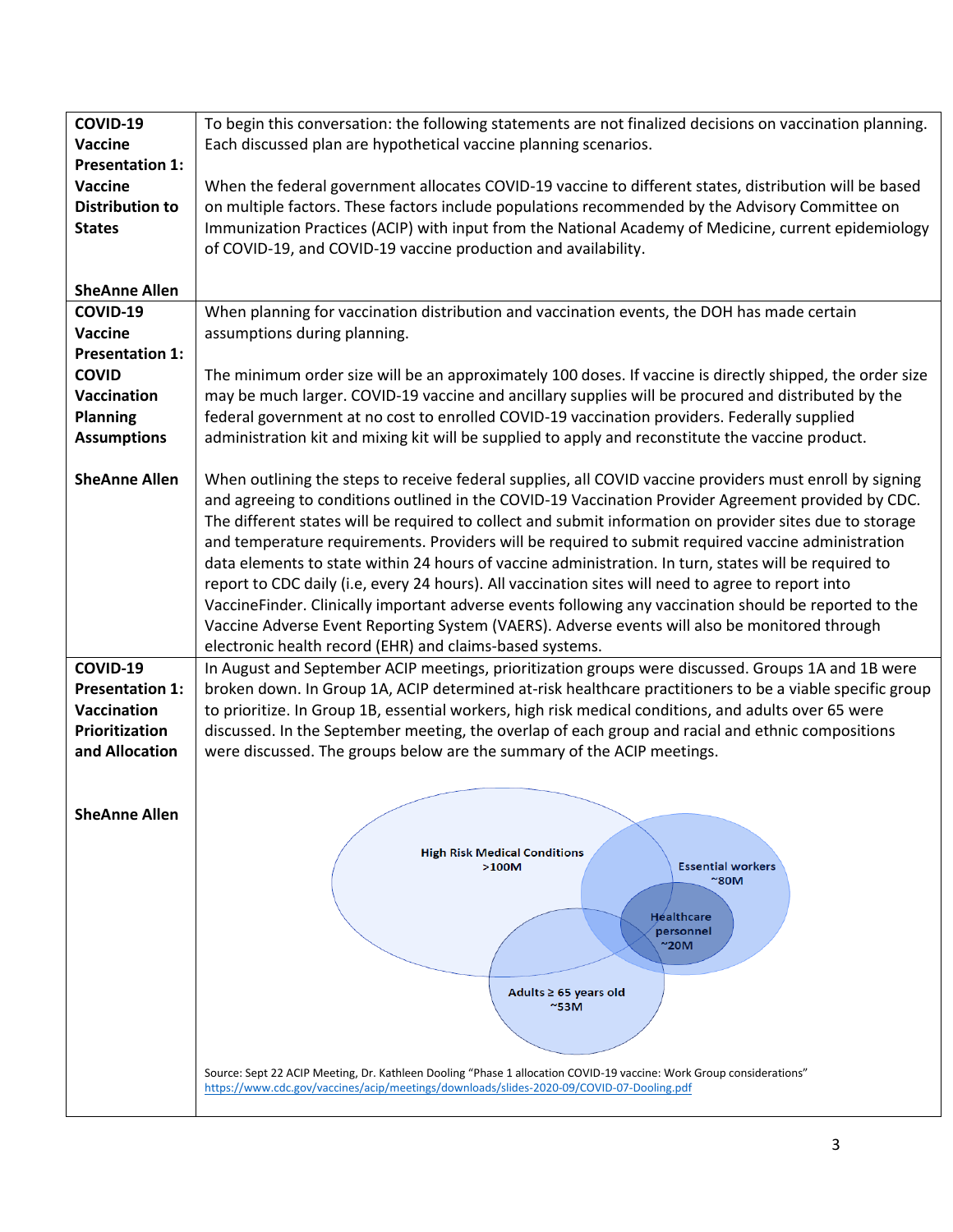| | |
|---|---|
| **COVID-19 Vaccine Presentation 1: Vaccine Distribution to States**<br><br>**SheAnne Allen** | To begin this conversation: the following statements are not finalized decisions on vaccination planning. Each discussed plan are hypothetical vaccine planning scenarios.<br><br>When the federal government allocates COVID-19 vaccine to different states, distribution will be based on multiple factors. These factors include populations recommended by the Advisory Committee on Immunization Practices (ACIP) with input from the National Academy of Medicine, current epidemiology of COVID-19, and COVID-19 vaccine production and availability. |
| **COVID-19 Vaccine Presentation 1: COVID Vaccination Planning Assumptions**<br><br>**SheAnne Allen** | When planning for vaccination distribution and vaccination events, the DOH has made certain assumptions during planning.<br><br>The minimum order size will be an approximately 100 doses. If vaccine is directly shipped, the order size may be much larger. COVID-19 vaccine and ancillary supplies will be procured and distributed by the federal government at no cost to enrolled COVID-19 vaccination providers. Federally supplied administration kit and mixing kit will be supplied to apply and reconstitute the vaccine product.<br><br>When outlining the steps to receive federal supplies, all COVID vaccine providers must enroll by signing and agreeing to conditions outlined in the COVID-19 Vaccination Provider Agreement provided by CDC. The different states will be required to collect and submit information on provider sites due to storage and temperature requirements. Providers will be required to submit required vaccine administration data elements to state within 24 hours of vaccine administration. In turn, states will be required to report to CDC daily (i.e, every 24 hours). All vaccination sites will need to agree to report into VaccineFinder. Clinically important adverse events following any vaccination should be reported to the Vaccine Adverse Event Reporting System (VAERS). Adverse events will also be monitored through electronic health record (EHR) and claims-based systems. |
| **COVID-19 Presentation 1: Vaccination Prioritization and Allocation**<br><br>**SheAnne Allen** | In August and September ACIP meetings, prioritization groups were discussed. Groups 1A and 1B were broken down. In Group 1A, ACIP determined at-risk healthcare practitioners to be a viable specific group to prioritize. In Group 1B, essential workers, high risk medical conditions, and adults over 65 were discussed. In the September meeting, the overlap of each group and racial and ethnic compositions were discussed. The groups below are the summary of the ACIP meetings.<br><br>High Risk Medical Conditions >100M<br>Essential workers ~80M<br>Healthcare personnel ~20M<br>Adults ≥ 65 years old ~53M<br><br>Source: Sept 22 ACIP Meeting, Dr. Kathleen Dooling "Phase 1 allocation COVID-19 vaccine: Work Group considerations" https://www.cdc.gov/vaccines/acip/meetings/downloads/slides-2020-09/COVID-07-Dooling.pdf |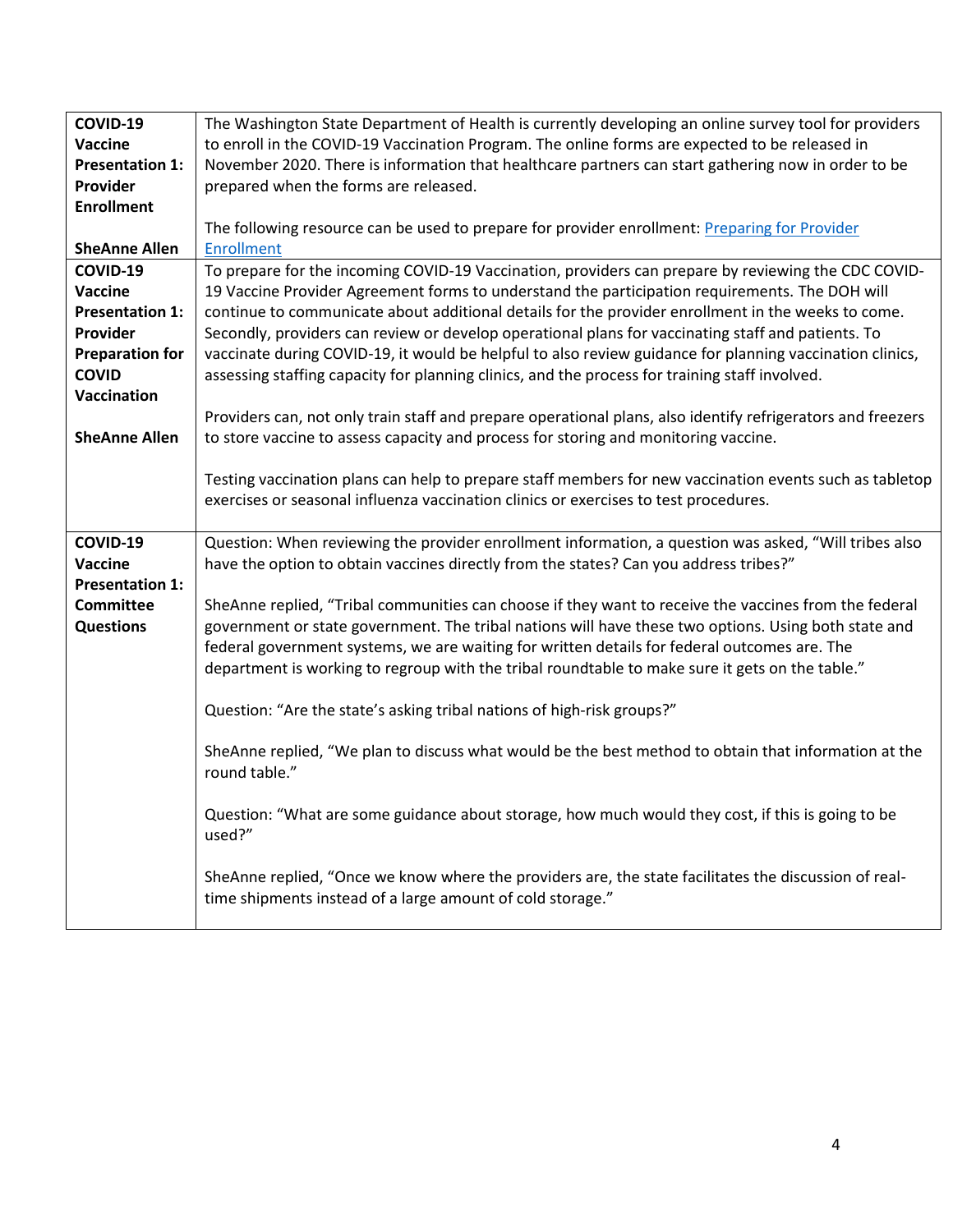| | |
|---|---|
| **COVID-19 Vaccine Presentation 1: Provider Enrollment**<br><br>**SheAnne Allen** | The Washington State Department of Health is currently developing an online survey tool for providers to enroll in the COVID-19 Vaccination Program. The online forms are expected to be released in November 2020. There is information that healthcare partners can start gathering now in order to be prepared when the forms are released.<br><br>The following resource can be used to prepare for provider enrollment: [Preparing for Provider Enrollment]() |
| **COVID-19 Vaccine Presentation 1: Provider Preparation for COVID Vaccination**<br><br>**SheAnne Allen** | To prepare for the incoming COVID-19 Vaccination, providers can prepare by reviewing the CDC COVID-19 Vaccine Provider Agreement forms to understand the participation requirements. The DOH will continue to communicate about additional details for the provider enrollment in the weeks to come. Secondly, providers can review or develop operational plans for vaccinating staff and patients. To vaccinate during COVID-19, it would be helpful to also review guidance for planning vaccination clinics, assessing staffing capacity for planning clinics, and the process for training staff involved.<br><br>Providers can, not only train staff and prepare operational plans, also identify refrigerators and freezers to store vaccine to assess capacity and process for storing and monitoring vaccine.<br><br>Testing vaccination plans can help to prepare staff members for new vaccination events such as tabletop exercises or seasonal influenza vaccination clinics or exercises to test procedures. |
| **COVID-19 Vaccine Presentation 1: Committee Questions** | Question: When reviewing the provider enrollment information, a question was asked, "Will tribes also have the option to obtain vaccines directly from the states? Can you address tribes?"<br><br>SheAnne replied, "Tribal communities can choose if they want to receive the vaccines from the federal government or state government. The tribal nations will have these two options. Using both state and federal government systems, we are waiting for written details for federal outcomes are. The department is working to regroup with the tribal roundtable to make sure it gets on the table."<br><br>Question: "Are the state's asking tribal nations of high-risk groups?"<br><br>SheAnne replied, "We plan to discuss what would be the best method to obtain that information at the round table."<br><br>Question: "What are some guidance about storage, how much would they cost, if this is going to be used?"<br><br>SheAnne replied, "Once we know where the providers are, the state facilitates the discussion of real-time shipments instead of a large amount of cold storage." |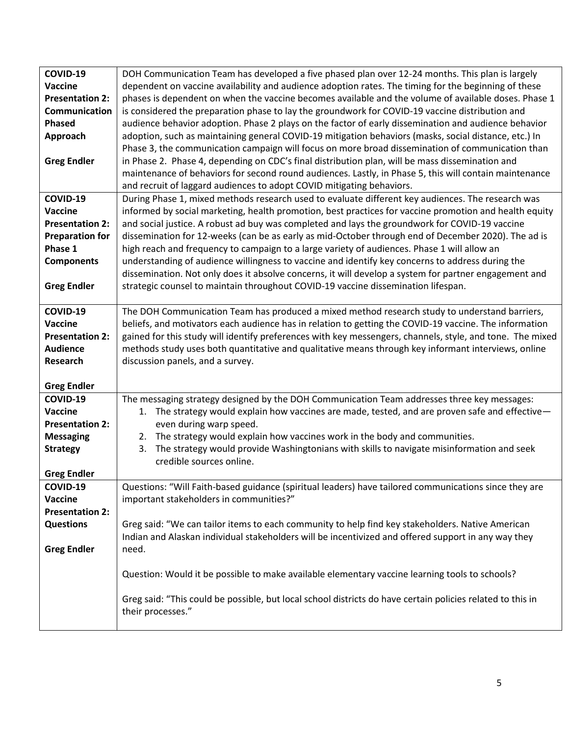| | |
|---|---|
| **COVID-19 Vaccine Presentation 2: Communication Phased Approach**<br><br>**Greg Endler** | DOH Communication Team has developed a five phased plan over 12-24 months. This plan is largely dependent on vaccine availability and audience adoption rates. The timing for the beginning of these phases is dependent on when the vaccine becomes available and the volume of available doses. Phase 1 is considered the preparation phase to lay the groundwork for COVID-19 vaccine distribution and audience behavior adoption. Phase 2 plays on the factor of early dissemination and audience behavior adoption, such as maintaining general COVID-19 mitigation behaviors (masks, social distance, etc.) In Phase 3, the communication campaign will focus on more broad dissemination of communication than in Phase 2. Phase 4, depending on CDC's final distribution plan, will be mass dissemination and maintenance of behaviors for second round audiences. Lastly, in Phase 5, this will contain maintenance and recruit of laggard audiences to adopt COVID mitigating behaviors. |
| **COVID-19 Vaccine Presentation 2: Preparation for Phase 1 Components**<br><br>**Greg Endler** | During Phase 1, mixed methods research used to evaluate different key audiences. The research was informed by social marketing, health promotion, best practices for vaccine promotion and health equity and social justice. A robust ad buy was completed and lays the groundwork for COVID-19 vaccine dissemination for 12-weeks (can be as early as mid-October through end of December 2020). The ad is high reach and frequency to campaign to a large variety of audiences. Phase 1 will allow an understanding of audience willingness to vaccine and identify key concerns to address during the dissemination. Not only does it absolve concerns, it will develop a system for partner engagement and strategic counsel to maintain throughout COVID-19 vaccine dissemination lifespan. |
| **COVID-19 Vaccine Presentation 2: Audience Research**<br><br>**Greg Endler** | The DOH Communication Team has produced a mixed method research study to understand barriers, beliefs, and motivators each audience has in relation to getting the COVID-19 vaccine. The information gained for this study will identify preferences with key messengers, channels, style, and tone. The mixed methods study uses both quantitative and qualitative means through key informant interviews, online discussion panels, and a survey. |
| **COVID-19 Vaccine Presentation 2: Messaging Strategy**<br><br>**Greg Endler** | The messaging strategy designed by the DOH Communication Team addresses three key messages:<br>1. The strategy would explain how vaccines are made, tested, and are proven safe and effective—even during warp speed.<br>2. The strategy would explain how vaccines work in the body and communities.<br>3. The strategy would provide Washingtonians with skills to navigate misinformation and seek credible sources online. |
| **COVID-19 Vaccine Presentation 2: Questions**<br><br>**Greg Endler** | Questions: "Will Faith-based guidance (spiritual leaders) have tailored communications since they are important stakeholders in communities?"<br><br>Greg said: "We can tailor items to each community to help find key stakeholders. Native American Indian and Alaskan individual stakeholders will be incentivized and offered support in any way they need.<br><br>Question: Would it be possible to make available elementary vaccine learning tools to schools?<br><br>Greg said: "This could be possible, but local school districts do have certain policies related to this in their processes." |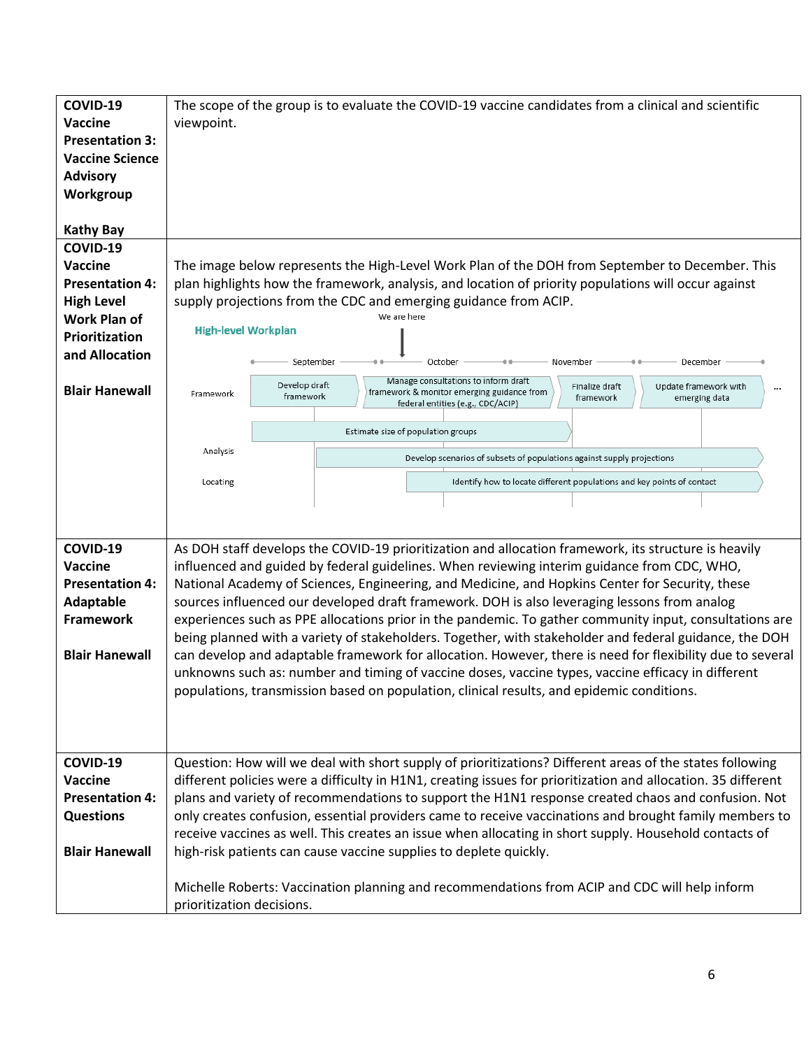| | |
|---|---|
| **COVID-19 Vaccine Presentation 3: Vaccine Science Advisory Workgroup**<br><br>**Kathy Bay** | The scope of the group is to evaluate the COVID-19 vaccine candidates from a clinical and scientific viewpoint. |
| **COVID-19 Vaccine Presentation 4: High Level Work Plan of Prioritization and Allocation**<br><br>**Blair Hanewall** | The image below represents the High-Level Work Plan of the DOH from September to December. This plan highlights how the framework, analysis, and location of priority populations will occur against supply projections from the CDC and emerging guidance from ACIP.<br><br>High-level Workplan<br>We are here (October)<br>September – October – November – December<br>Framework: Develop draft framework → Manage consultations to inform draft framework & monitor emerging guidance from federal entities (e.g., CDC/ACIP) → Finalize draft framework → Update framework with emerging data → …<br>Analysis: Estimate size of population groups; Develop scenarios of subsets of populations against supply projections<br>Locating: Identify how to locate different populations and key points of contact |
| **COVID-19 Vaccine Presentation 4: Adaptable Framework**<br><br>**Blair Hanewall** | As DOH staff develops the COVID-19 prioritization and allocation framework, its structure is heavily influenced and guided by federal guidelines. When reviewing interim guidance from CDC, WHO, National Academy of Sciences, Engineering, and Medicine, and Hopkins Center for Security, these sources influenced our developed draft framework. DOH is also leveraging lessons from analog experiences such as PPE allocations prior in the pandemic. To gather community input, consultations are being planned with a variety of stakeholders. Together, with stakeholder and federal guidance, the DOH can develop and adaptable framework for allocation. However, there is need for flexibility due to several unknowns such as: number and timing of vaccine doses, vaccine types, vaccine efficacy in different populations, transmission based on population, clinical results, and epidemic conditions. |
| **COVID-19 Vaccine Presentation 4: Questions**<br><br>**Blair Hanewall** | Question: How will we deal with short supply of prioritizations? Different areas of the states following different policies were a difficulty in H1N1, creating issues for prioritization and allocation. 35 different plans and variety of recommendations to support the H1N1 response created chaos and confusion. Not only creates confusion, essential providers came to receive vaccinations and brought family members to receive vaccines as well. This creates an issue when allocating in short supply. Household contacts of high-risk patients can cause vaccine supplies to deplete quickly.<br><br>Michelle Roberts: Vaccination planning and recommendations from ACIP and CDC will help inform prioritization decisions. |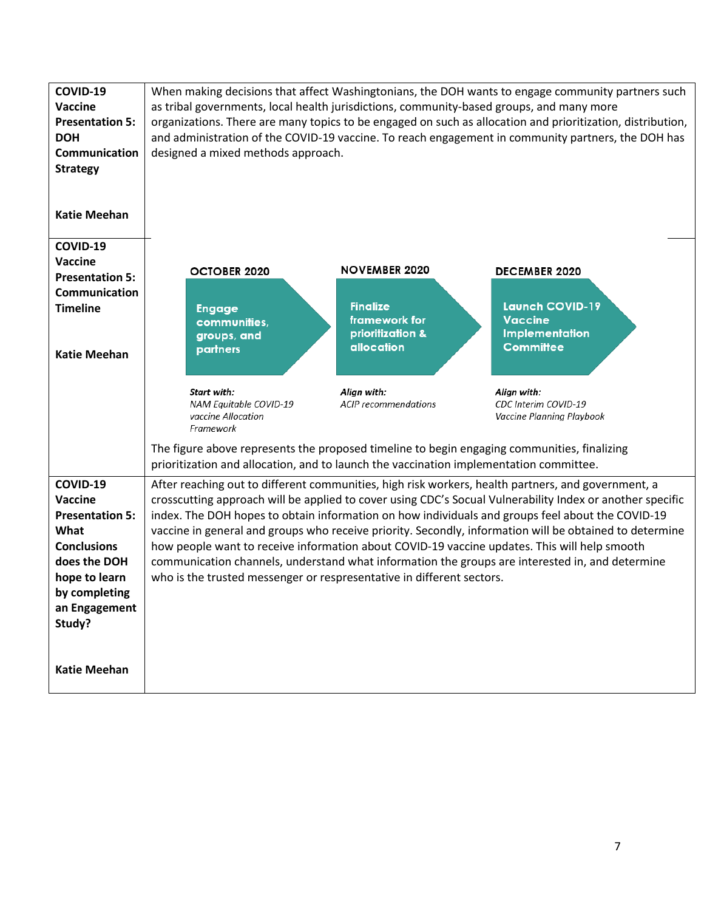| | |
|---|---|
| **COVID-19 Vaccine Presentation 5: DOH Communication Strategy**<br><br>**Katie Meehan** | When making decisions that affect Washingtonians, the DOH wants to engage community partners such as tribal governments, local health jurisdictions, community-based groups, and many more organizations. There are many topics to be engaged on such as allocation and prioritization, distribution, and administration of the COVID-19 vaccine. To reach engagement in community partners, the DOH has designed a mixed methods approach. |
| **COVID-19 Vaccine Presentation 5: Communication Timeline**<br><br>**Katie Meehan** | **OCTOBER 2020** — **Engage communities, groups, and partners** — *Start with:* *NAM Equitable COVID-19 vaccine Allocation Framework*<br>**NOVEMBER 2020** — **Finalize framework for prioritization & allocation** — *Align with:* *ACIP recommendations*<br>**DECEMBER 2020** — **Launch COVID-19 Vaccine Implementation Committee** — *Align with:* *CDC Interim COVID-19 Vaccine Planning Playbook*<br><br>The figure above represents the proposed timeline to begin engaging communities, finalizing prioritization and allocation, and to launch the vaccination implementation committee. |
| **COVID-19 Vaccine Presentation 5: What Conclusions does the DOH hope to learn by completing an Engagement Study?**<br><br>**Katie Meehan** | After reaching out to different communities, high risk workers, health partners, and government, a crosscutting approach will be applied to cover using CDC's Socual Vulnerability Index or another specific index. The DOH hopes to obtain information on how individuals and groups feel about the COVID-19 vaccine in general and groups who receive priority. Secondly, information will be obtained to determine how people want to receive information about COVID-19 vaccine updates. This will help smooth communication channels, understand what information the groups are interested in, and determine who is the trusted messenger or respresentative in different sectors. |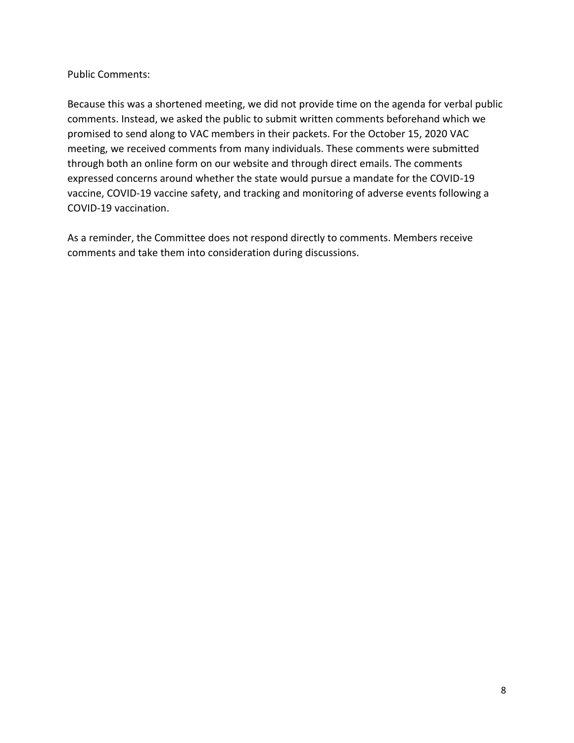Public Comments:

Because this was a shortened meeting, we did not provide time on the agenda for verbal public comments. Instead, we asked the public to submit written comments beforehand which we promised to send along to VAC members in their packets. For the October 15, 2020 VAC meeting, we received comments from many individuals. These comments were submitted through both an online form on our website and through direct emails. The comments expressed concerns around whether the state would pursue a mandate for the COVID-19 vaccine, COVID-19 vaccine safety, and tracking and monitoring of adverse events following a COVID-19 vaccination.

As a reminder, the Committee does not respond directly to comments. Members receive comments and take them into consideration during discussions.